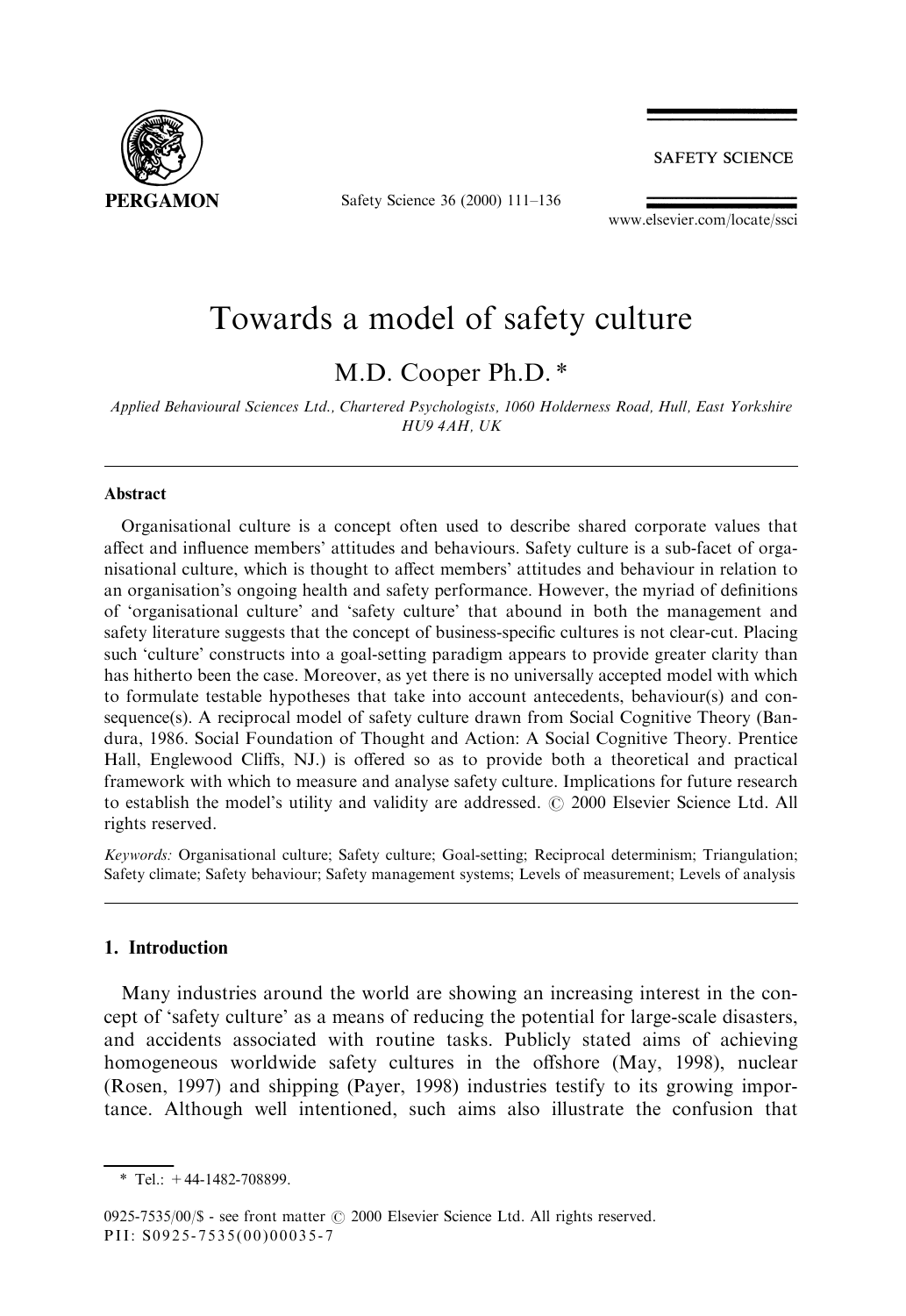# Towards a model of safety culture

M.D. Cooper Ph.D. *

*Applied Behavioural Sciences Ltd., Chartered Psychologists, 1060 Holderness Road, Hull, East Yorkshire HU9 4AH, UK*

---

### Abstract

Organisational culture is a concept often used to describe shared corporate values that affect and influence members' attitudes and behaviours. Safety culture is a sub-facet of organisational culture, which is thought to affect members' attitudes and behaviour in relation to an organisation's ongoing health and safety performance. However, the myriad of definitions of 'organisational culture' and 'safety culture' that abound in both the management and safety literature suggests that the concept of business-specific cultures is not clear-cut. Placing such 'culture' constructs into a goal-setting paradigm appears to provide greater clarity than has hitherto been the case. Moreover, as yet there is no universally accepted model with which to formulate testable hypotheses that take into account antecedents, behaviour(s) and consequence(s). A reciprocal model of safety culture drawn from Social Cognitive Theory (Bandura, 1986. Social Foundation of Thought and Action: A Social Cognitive Theory. Prentice Hall, Englewood Cliffs, NJ.) is offered so as to provide both a theoretical and practical framework with which to measure and analyse safety culture. Implications for future research to establish the model's utility and validity are addressed. © 2000 Elsevier Science Ltd. All rights reserved.

*Keywords:* Organisational culture; Safety culture; Goal-setting; Reciprocal determinism; Triangulation; Safety climate; Safety behaviour; Safety management systems; Levels of measurement; Levels of analysis

---

## 1. Introduction

Many industries around the world are showing an increasing interest in the concept of 'safety culture' as a means of reducing the potential for large-scale disasters, and accidents associated with routine tasks. Publicly stated aims of achieving homogeneous worldwide safety cultures in the offshore (May, 1998), nuclear (Rosen, 1997) and shipping (Payer, 1998) industries testify to its growing importance. Although well intentioned, such aims also illustrate the confusion that

---

* Tel.: +44-1482-708899.

0925-7535/00/$ - see front matter © 2000 Elsevier Science Ltd. All rights reserved.
PII: S0925-7535(00)00035-7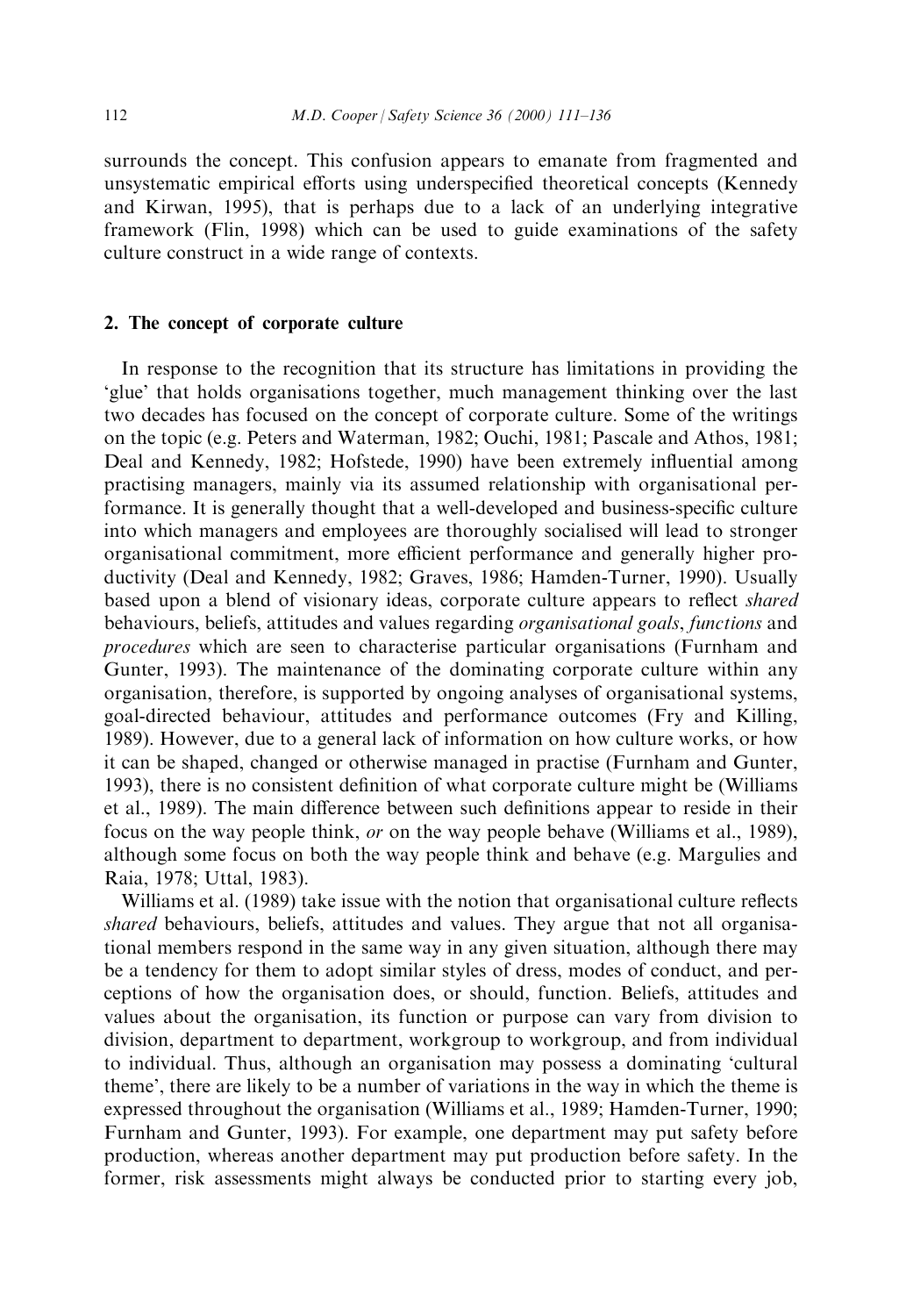surrounds the concept. This confusion appears to emanate from fragmented and unsystematic empirical efforts using underspecified theoretical concepts (Kennedy and Kirwan, 1995), that is perhaps due to a lack of an underlying integrative framework (Flin, 1998) which can be used to guide examinations of the safety culture construct in a wide range of contexts.

## 2. The concept of corporate culture

In response to the recognition that its structure has limitations in providing the 'glue' that holds organisations together, much management thinking over the last two decades has focused on the concept of corporate culture. Some of the writings on the topic (e.g. Peters and Waterman, 1982; Ouchi, 1981; Pascale and Athos, 1981; Deal and Kennedy, 1982; Hofstede, 1990) have been extremely influential among practising managers, mainly via its assumed relationship with organisational performance. It is generally thought that a well-developed and business-specific culture into which managers and employees are thoroughly socialised will lead to stronger organisational commitment, more efficient performance and generally higher productivity (Deal and Kennedy, 1982; Graves, 1986; Hamden-Turner, 1990). Usually based upon a blend of visionary ideas, corporate culture appears to reflect *shared* behaviours, beliefs, attitudes and values regarding *organisational goals*, *functions* and *procedures* which are seen to characterise particular organisations (Furnham and Gunter, 1993). The maintenance of the dominating corporate culture within any organisation, therefore, is supported by ongoing analyses of organisational systems, goal-directed behaviour, attitudes and performance outcomes (Fry and Killing, 1989). However, due to a general lack of information on how culture works, or how it can be shaped, changed or otherwise managed in practise (Furnham and Gunter, 1993), there is no consistent definition of what corporate culture might be (Williams et al., 1989). The main difference between such definitions appear to reside in their focus on the way people think, *or* on the way people behave (Williams et al., 1989), although some focus on both the way people think and behave (e.g. Margulies and Raia, 1978; Uttal, 1983).

Williams et al. (1989) take issue with the notion that organisational culture reflects *shared* behaviours, beliefs, attitudes and values. They argue that not all organisational members respond in the same way in any given situation, although there may be a tendency for them to adopt similar styles of dress, modes of conduct, and perceptions of how the organisation does, or should, function. Beliefs, attitudes and values about the organisation, its function or purpose can vary from division to division, department to department, workgroup to workgroup, and from individual to individual. Thus, although an organisation may possess a dominating 'cultural theme', there are likely to be a number of variations in the way in which the theme is expressed throughout the organisation (Williams et al., 1989; Hamden-Turner, 1990; Furnham and Gunter, 1993). For example, one department may put safety before production, whereas another department may put production before safety. In the former, risk assessments might always be conducted prior to starting every job,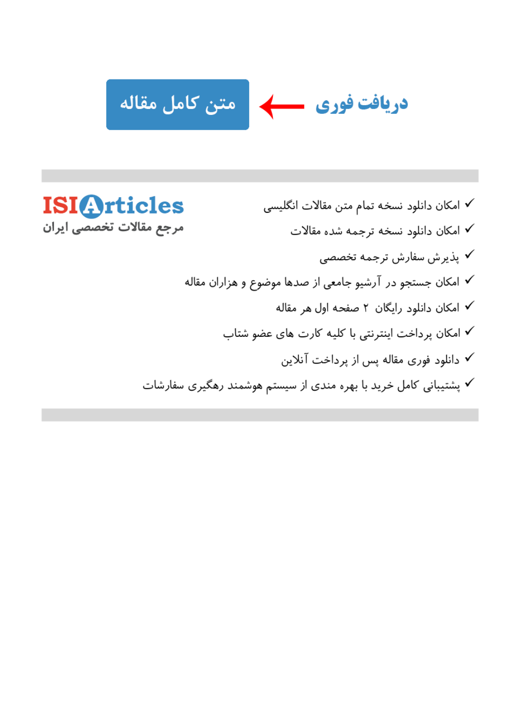دریافت فوری ← **متن کامل مقاله**

**ISIArticles**
مرجع مقالات تخصصی ایران

- ✓ امکان دانلود نسخه تمام متن مقالات انگلیسی
- ✓ امکان دانلود نسخه ترجمه شده مقالات
- ✓ پذیرش سفارش ترجمه تخصصی
- ✓ امکان جستجو در آرشیو جامعی از صدها موضوع و هزاران مقاله
- ✓ امکان دانلود رایگان ۲ صفحه اول هر مقاله
- ✓ امکان پرداخت اینترنتی با کلیه کارت های عضو شتاب
- ✓ دانلود فوری مقاله پس از پرداخت آنلاین
- ✓ پشتیبانی کامل خرید با بهره مندی از سیستم هوشمند رهگیری سفارشات